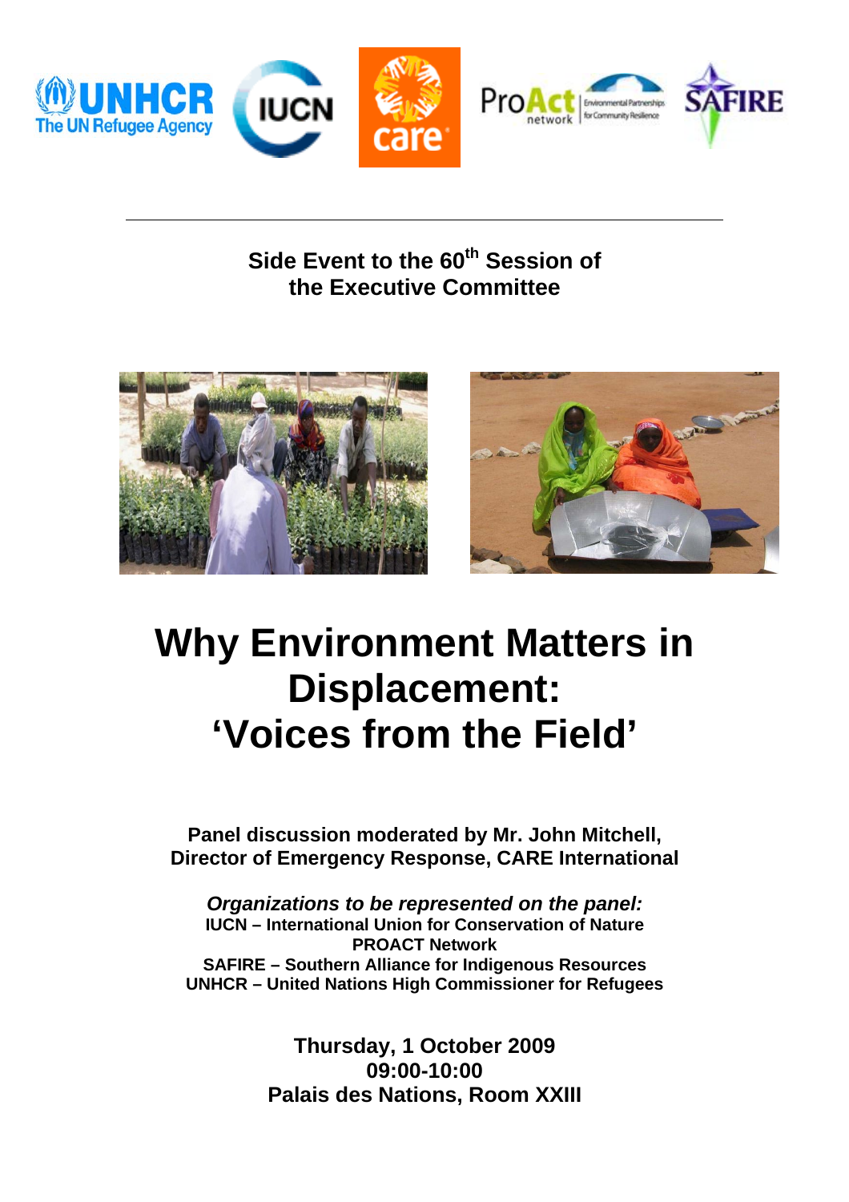Side Event to the 60th Session of the Executive Committee

# Why Environment Matters in Displacement: 'Voices from the Field'

**Panel discussion moderated by Mr. John Mitchell, Director of Emergency Response, CARE International**

***Organizations to be represented on the panel:***

**IUCN – International Union for Conservation of Nature**
**PROACT Network**
**SAFIRE – Southern Alliance for Indigenous Resources**
**UNHCR – United Nations High Commissioner for Refugees**

**Thursday, 1 October 2009**
**09:00-10:00**
**Palais des Nations, Room XXIII**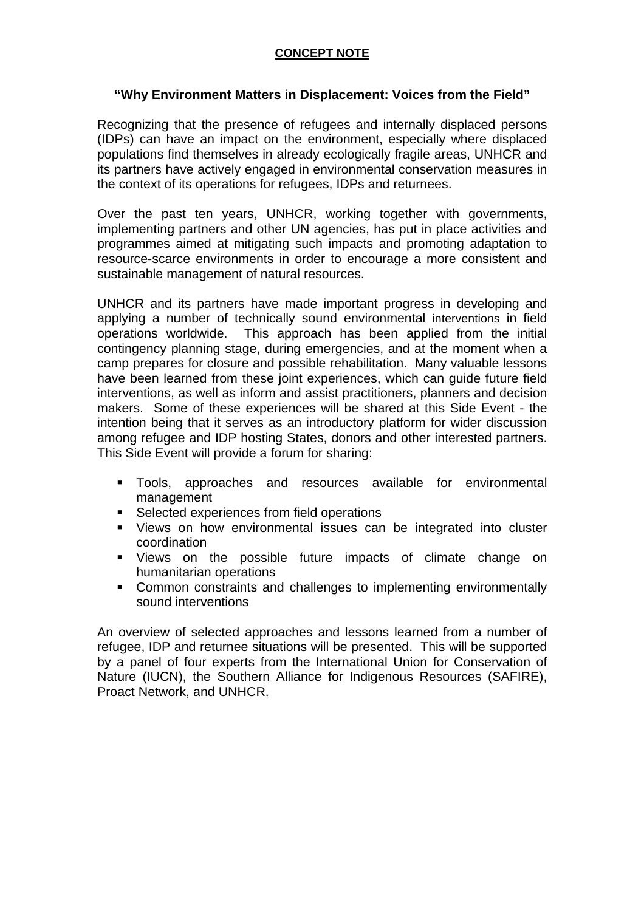**CONCEPT NOTE**

**"Why Environment Matters in Displacement: Voices from the Field"**

Recognizing that the presence of refugees and internally displaced persons (IDPs) can have an impact on the environment, especially where displaced populations find themselves in already ecologically fragile areas, UNHCR and its partners have actively engaged in environmental conservation measures in the context of its operations for refugees, IDPs and returnees.

Over the past ten years, UNHCR, working together with governments, implementing partners and other UN agencies, has put in place activities and programmes aimed at mitigating such impacts and promoting adaptation to resource-scarce environments in order to encourage a more consistent and sustainable management of natural resources.

UNHCR and its partners have made important progress in developing and applying a number of technically sound environmental interventions in field operations worldwide. This approach has been applied from the initial contingency planning stage, during emergencies, and at the moment when a camp prepares for closure and possible rehabilitation. Many valuable lessons have been learned from these joint experiences, which can guide future field interventions, as well as inform and assist practitioners, planners and decision makers. Some of these experiences will be shared at this Side Event - the intention being that it serves as an introductory platform for wider discussion among refugee and IDP hosting States, donors and other interested partners. This Side Event will provide a forum for sharing:

- Tools, approaches and resources available for environmental management
- Selected experiences from field operations
- Views on how environmental issues can be integrated into cluster coordination
- Views on the possible future impacts of climate change on humanitarian operations
- Common constraints and challenges to implementing environmentally sound interventions

An overview of selected approaches and lessons learned from a number of refugee, IDP and returnee situations will be presented. This will be supported by a panel of four experts from the International Union for Conservation of Nature (IUCN), the Southern Alliance for Indigenous Resources (SAFIRE), Proact Network, and UNHCR.